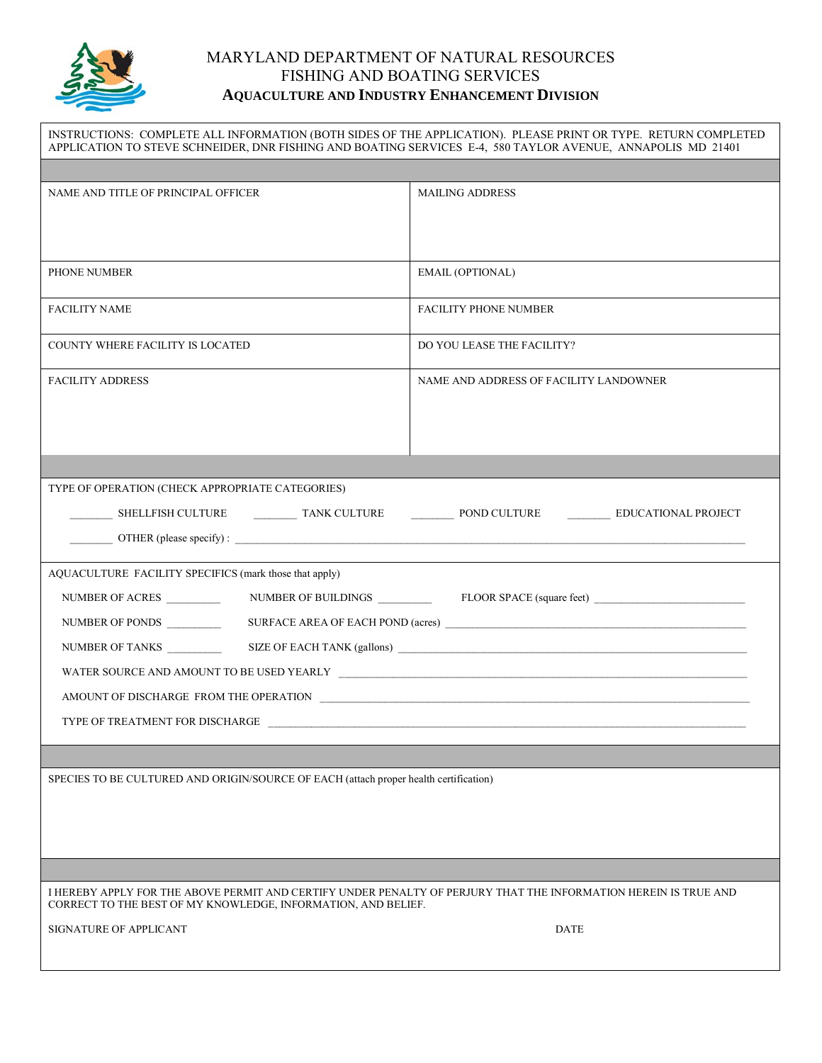# MARYLAND DEPARTMENT OF NATURAL RESOURCES
## FISHING AND BOATING SERVICES
### AQUACULTURE AND INDUSTRY ENHANCEMENT DIVISION

INSTRUCTIONS: COMPLETE ALL INFORMATION (BOTH SIDES OF THE APPLICATION). PLEASE PRINT OR TYPE. RETURN COMPLETED APPLICATION TO STEVE SCHNEIDER, DNR FISHING AND BOATING SERVICES E-4, 580 TAYLOR AVENUE, ANNAPOLIS MD 21401

| | |
|---|---|
| NAME AND TITLE OF PRINCIPAL OFFICER | MAILING ADDRESS |
| PHONE NUMBER | EMAIL (OPTIONAL) |
| FACILITY NAME | FACILITY PHONE NUMBER |
| COUNTY WHERE FACILITY IS LOCATED | DO YOU LEASE THE FACILITY? |
| FACILITY ADDRESS | NAME AND ADDRESS OF FACILITY LANDOWNER |

TYPE OF OPERATION (CHECK APPROPRIATE CATEGORIES)

_______ SHELLFISH CULTURE _______ TANK CULTURE _______ POND CULTURE _______ EDUCATIONAL PROJECT

_______ OTHER (please specify) : ____________________________________________

AQUACULTURE FACILITY SPECIFICS (mark those that apply)

NUMBER OF ACRES _________ NUMBER OF BUILDINGS _________ FLOOR SPACE (square feet) _________________________

NUMBER OF PONDS _________ SURFACE AREA OF EACH POND (acres) _________________________________________

NUMBER OF TANKS _________ SIZE OF EACH TANK (gallons) _________________________________________

WATER SOURCE AND AMOUNT TO BE USED YEARLY _________________________________________

AMOUNT OF DISCHARGE FROM THE OPERATION _________________________________________

TYPE OF TREATMENT FOR DISCHARGE _________________________________________

SPECIES TO BE CULTURED AND ORIGIN/SOURCE OF EACH (attach proper health certification)

I HEREBY APPLY FOR THE ABOVE PERMIT AND CERTIFY UNDER PENALTY OF PERJURY THAT THE INFORMATION HEREIN IS TRUE AND CORRECT TO THE BEST OF MY KNOWLEDGE, INFORMATION, AND BELIEF.

SIGNATURE OF APPLICANT DATE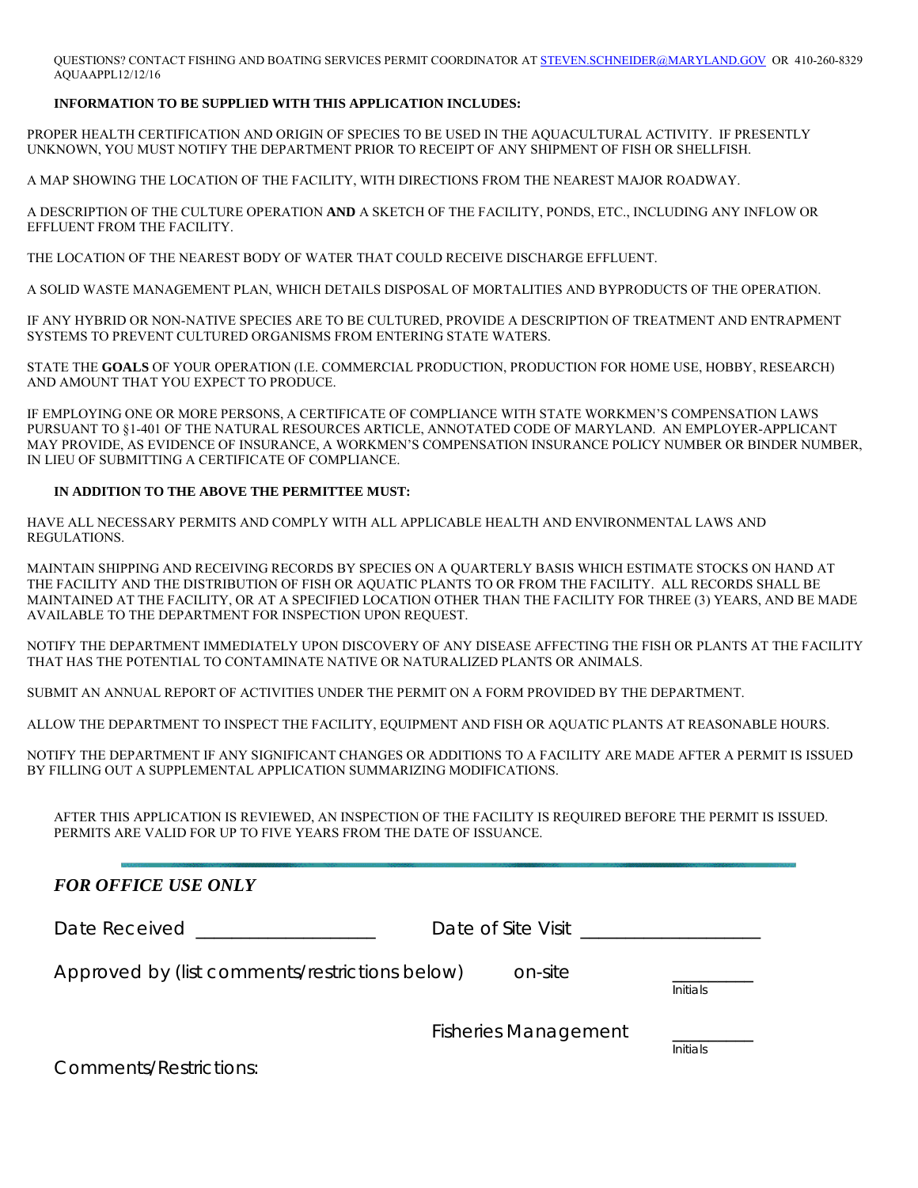QUESTIONS? CONTACT FISHING AND BOATING SERVICES PERMIT COORDINATOR AT STEVEN.SCHNEIDER@MARYLAND.GOV OR 410-260-8329
AQUAAPPL12/12/16

**INFORMATION TO BE SUPPLIED WITH THIS APPLICATION INCLUDES:**

PROPER HEALTH CERTIFICATION AND ORIGIN OF SPECIES TO BE USED IN THE AQUACULTURAL ACTIVITY. IF PRESENTLY UNKNOWN, YOU MUST NOTIFY THE DEPARTMENT PRIOR TO RECEIPT OF ANY SHIPMENT OF FISH OR SHELLFISH.

A MAP SHOWING THE LOCATION OF THE FACILITY, WITH DIRECTIONS FROM THE NEAREST MAJOR ROADWAY.

A DESCRIPTION OF THE CULTURE OPERATION **AND** A SKETCH OF THE FACILITY, PONDS, ETC., INCLUDING ANY INFLOW OR EFFLUENT FROM THE FACILITY.

THE LOCATION OF THE NEAREST BODY OF WATER THAT COULD RECEIVE DISCHARGE EFFLUENT.

A SOLID WASTE MANAGEMENT PLAN, WHICH DETAILS DISPOSAL OF MORTALITIES AND BYPRODUCTS OF THE OPERATION.

IF ANY HYBRID OR NON-NATIVE SPECIES ARE TO BE CULTURED, PROVIDE A DESCRIPTION OF TREATMENT AND ENTRAPMENT SYSTEMS TO PREVENT CULTURED ORGANISMS FROM ENTERING STATE WATERS.

STATE THE **GOALS** OF YOUR OPERATION (I.E. COMMERCIAL PRODUCTION, PRODUCTION FOR HOME USE, HOBBY, RESEARCH) AND AMOUNT THAT YOU EXPECT TO PRODUCE.

IF EMPLOYING ONE OR MORE PERSONS, A CERTIFICATE OF COMPLIANCE WITH STATE WORKMEN'S COMPENSATION LAWS PURSUANT TO §1-401 OF THE NATURAL RESOURCES ARTICLE, ANNOTATED CODE OF MARYLAND. AN EMPLOYER-APPLICANT MAY PROVIDE, AS EVIDENCE OF INSURANCE, A WORKMEN'S COMPENSATION INSURANCE POLICY NUMBER OR BINDER NUMBER, IN LIEU OF SUBMITTING A CERTIFICATE OF COMPLIANCE.

**IN ADDITION TO THE ABOVE THE PERMITTEE MUST:**

HAVE ALL NECESSARY PERMITS AND COMPLY WITH ALL APPLICABLE HEALTH AND ENVIRONMENTAL LAWS AND REGULATIONS.

MAINTAIN SHIPPING AND RECEIVING RECORDS BY SPECIES ON A QUARTERLY BASIS WHICH ESTIMATE STOCKS ON HAND AT THE FACILITY AND THE DISTRIBUTION OF FISH OR AQUATIC PLANTS TO OR FROM THE FACILITY. ALL RECORDS SHALL BE MAINTAINED AT THE FACILITY, OR AT A SPECIFIED LOCATION OTHER THAN THE FACILITY FOR THREE (3) YEARS, AND BE MADE AVAILABLE TO THE DEPARTMENT FOR INSPECTION UPON REQUEST.

NOTIFY THE DEPARTMENT IMMEDIATELY UPON DISCOVERY OF ANY DISEASE AFFECTING THE FISH OR PLANTS AT THE FACILITY THAT HAS THE POTENTIAL TO CONTAMINATE NATIVE OR NATURALIZED PLANTS OR ANIMALS.

SUBMIT AN ANNUAL REPORT OF ACTIVITIES UNDER THE PERMIT ON A FORM PROVIDED BY THE DEPARTMENT.

ALLOW THE DEPARTMENT TO INSPECT THE FACILITY, EQUIPMENT AND FISH OR AQUATIC PLANTS AT REASONABLE HOURS.

NOTIFY THE DEPARTMENT IF ANY SIGNIFICANT CHANGES OR ADDITIONS TO A FACILITY ARE MADE AFTER A PERMIT IS ISSUED BY FILLING OUT A SUPPLEMENTAL APPLICATION SUMMARIZING MODIFICATIONS.

AFTER THIS APPLICATION IS REVIEWED, AN INSPECTION OF THE FACILITY IS REQUIRED BEFORE THE PERMIT IS ISSUED. PERMITS ARE VALID FOR UP TO FIVE YEARS FROM THE DATE OF ISSUANCE.

***FOR OFFICE USE ONLY***

Date Received ___________________ Date of Site Visit ___________________

Approved by (list comments/restrictions below) on-site _________ Initials

Fisheries Management _________ Initials

Comments/Restrictions: